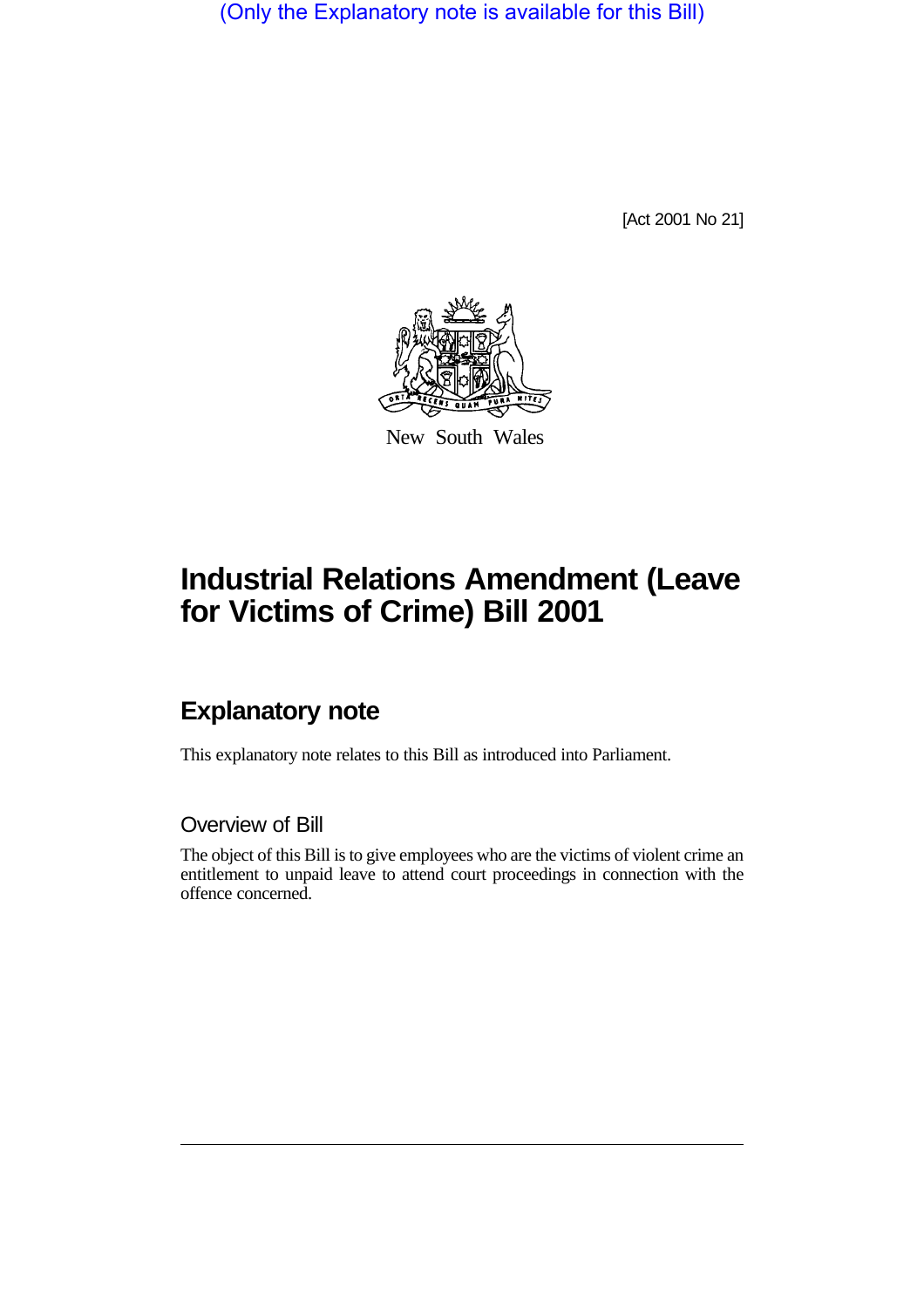(Only the Explanatory note is available for this Bill)

[Act 2001 No 21]

New South Wales

# Industrial Relations Amendment (Leave for Victims of Crime) Bill 2001

## Explanatory note

This explanatory note relates to this Bill as introduced into Parliament.

### Overview of Bill

The object of this Bill is to give employees who are the victims of violent crime an entitlement to unpaid leave to attend court proceedings in connection with the offence concerned.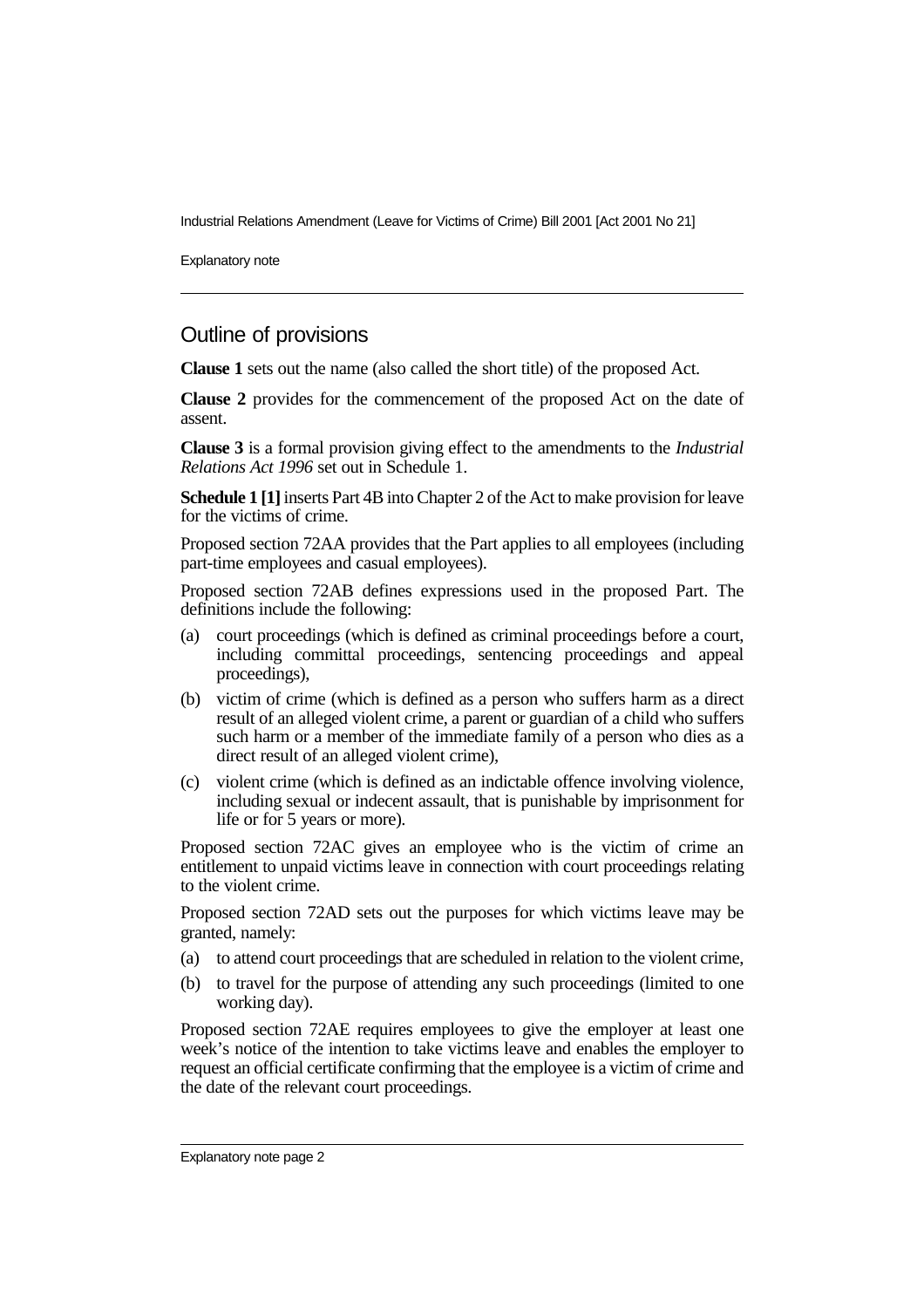## Outline of provisions

**Clause 1** sets out the name (also called the short title) of the proposed Act.

**Clause 2** provides for the commencement of the proposed Act on the date of assent.

**Clause 3** is a formal provision giving effect to the amendments to the *Industrial Relations Act 1996* set out in Schedule 1.

**Schedule 1 [1]** inserts Part 4B into Chapter 2 of the Act to make provision for leave for the victims of crime.

Proposed section 72AA provides that the Part applies to all employees (including part-time employees and casual employees).

Proposed section 72AB defines expressions used in the proposed Part. The definitions include the following:

(a) court proceedings (which is defined as criminal proceedings before a court, including committal proceedings, sentencing proceedings and appeal proceedings),

(b) victim of crime (which is defined as a person who suffers harm as a direct result of an alleged violent crime, a parent or guardian of a child who suffers such harm or a member of the immediate family of a person who dies as a direct result of an alleged violent crime),

(c) violent crime (which is defined as an indictable offence involving violence, including sexual or indecent assault, that is punishable by imprisonment for life or for 5 years or more).

Proposed section 72AC gives an employee who is the victim of crime an entitlement to unpaid victims leave in connection with court proceedings relating to the violent crime.

Proposed section 72AD sets out the purposes for which victims leave may be granted, namely:

(a) to attend court proceedings that are scheduled in relation to the violent crime,

(b) to travel for the purpose of attending any such proceedings (limited to one working day).

Proposed section 72AE requires employees to give the employer at least one week's notice of the intention to take victims leave and enables the employer to request an official certificate confirming that the employee is a victim of crime and the date of the relevant court proceedings.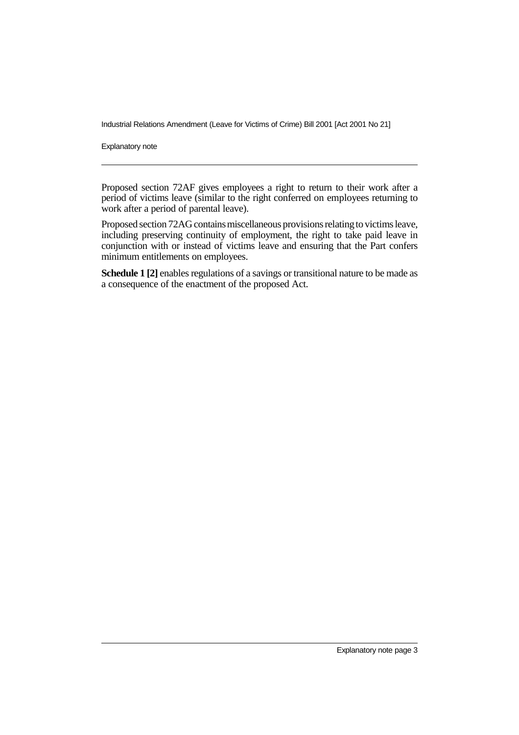Proposed section 72AF gives employees a right to return to their work after a period of victims leave (similar to the right conferred on employees returning to work after a period of parental leave).

Proposed section 72AG contains miscellaneous provisions relating to victims leave, including preserving continuity of employment, the right to take paid leave in conjunction with or instead of victims leave and ensuring that the Part confers minimum entitlements on employees.

**Schedule 1 [2]** enables regulations of a savings or transitional nature to be made as a consequence of the enactment of the proposed Act.